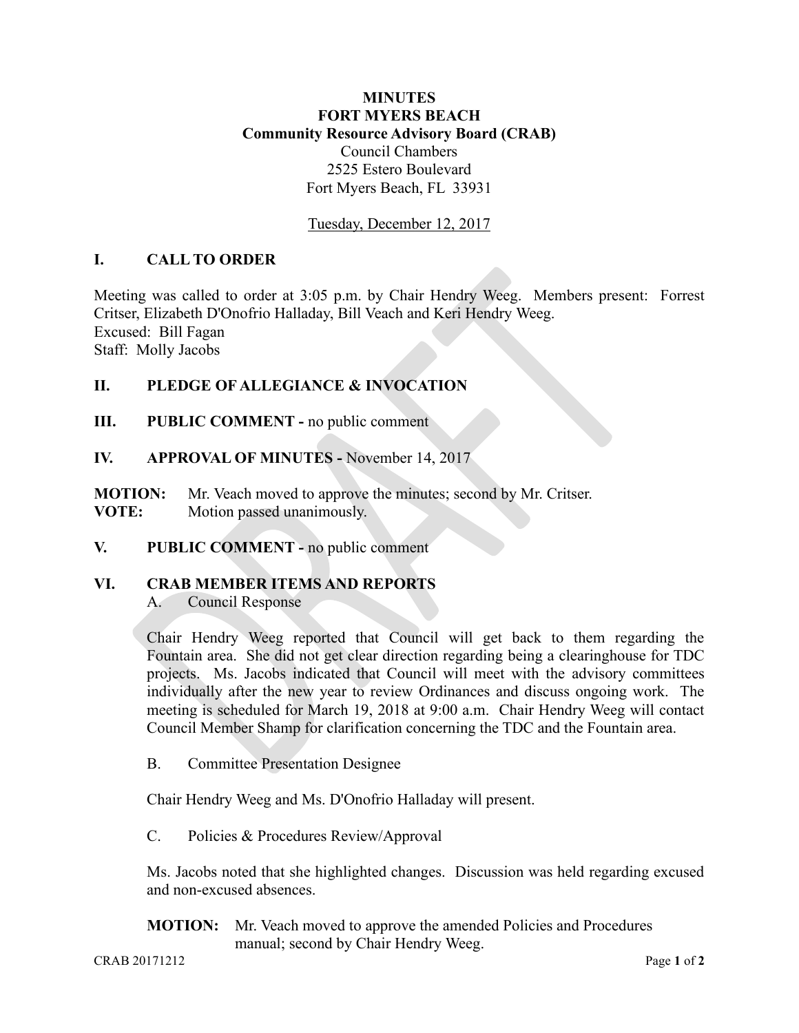**MINUTES**
**FORT MYERS BEACH**
**Community Resource Advisory Board (CRAB)**
Council Chambers
2525 Estero Boulevard
Fort Myers Beach, FL 33931

Tuesday, December 12, 2017

## I. CALL TO ORDER

Meeting was called to order at 3:05 p.m. by Chair Hendry Weeg. Members present: Forrest Critser, Elizabeth D'Onofrio Halladay, Bill Veach and Keri Hendry Weeg.
Excused: Bill Fagan
Staff: Molly Jacobs

## II. PLEDGE OF ALLEGIANCE & INVOCATION

## III. PUBLIC COMMENT - no public comment

## IV. APPROVAL OF MINUTES - November 14, 2017

**MOTION:** Mr. Veach moved to approve the minutes; second by Mr. Critser.
**VOTE:** Motion passed unanimously.

## V. PUBLIC COMMENT - no public comment

## VI. CRAB MEMBER ITEMS AND REPORTS

A. Council Response

Chair Hendry Weeg reported that Council will get back to them regarding the Fountain area. She did not get clear direction regarding being a clearinghouse for TDC projects. Ms. Jacobs indicated that Council will meet with the advisory committees individually after the new year to review Ordinances and discuss ongoing work. The meeting is scheduled for March 19, 2018 at 9:00 a.m. Chair Hendry Weeg will contact Council Member Shamp for clarification concerning the TDC and the Fountain area.

B. Committee Presentation Designee

Chair Hendry Weeg and Ms. D'Onofrio Halladay will present.

C. Policies & Procedures Review/Approval

Ms. Jacobs noted that she highlighted changes. Discussion was held regarding excused and non-excused absences.

**MOTION:** Mr. Veach moved to approve the amended Policies and Procedures manual; second by Chair Hendry Weeg.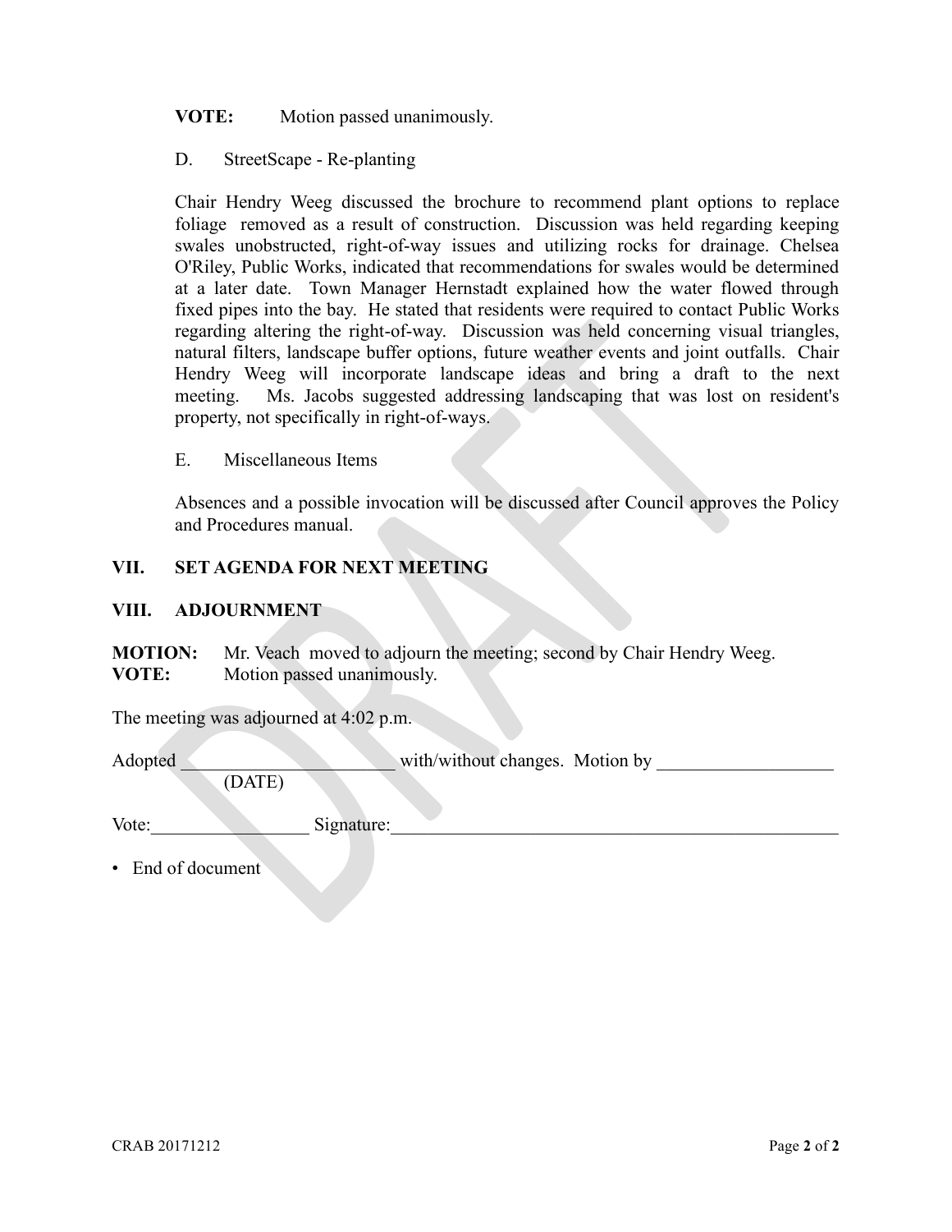**VOTE:** Motion passed unanimously.

D. StreetScape - Re-planting

Chair Hendry Weeg discussed the brochure to recommend plant options to replace foliage removed as a result of construction. Discussion was held regarding keeping swales unobstructed, right-of-way issues and utilizing rocks for drainage. Chelsea O'Riley, Public Works, indicated that recommendations for swales would be determined at a later date. Town Manager Hernstadt explained how the water flowed through fixed pipes into the bay. He stated that residents were required to contact Public Works regarding altering the right-of-way. Discussion was held concerning visual triangles, natural filters, landscape buffer options, future weather events and joint outfalls. Chair Hendry Weeg will incorporate landscape ideas and bring a draft to the next meeting. Ms. Jacobs suggested addressing landscaping that was lost on resident's property, not specifically in right-of-ways.

E. Miscellaneous Items

Absences and a possible invocation will be discussed after Council approves the Policy and Procedures manual.

## VII. SET AGENDA FOR NEXT MEETING

## VIII. ADJOURNMENT

**MOTION:** Mr. Veach moved to adjourn the meeting; second by Chair Hendry Weeg.
**VOTE:** Motion passed unanimously.

The meeting was adjourned at 4:02 p.m.

Adopted ________________________ with/without changes. Motion by ___________________
(DATE)

Vote:_________________ Signature:__________________________________________________

- End of document